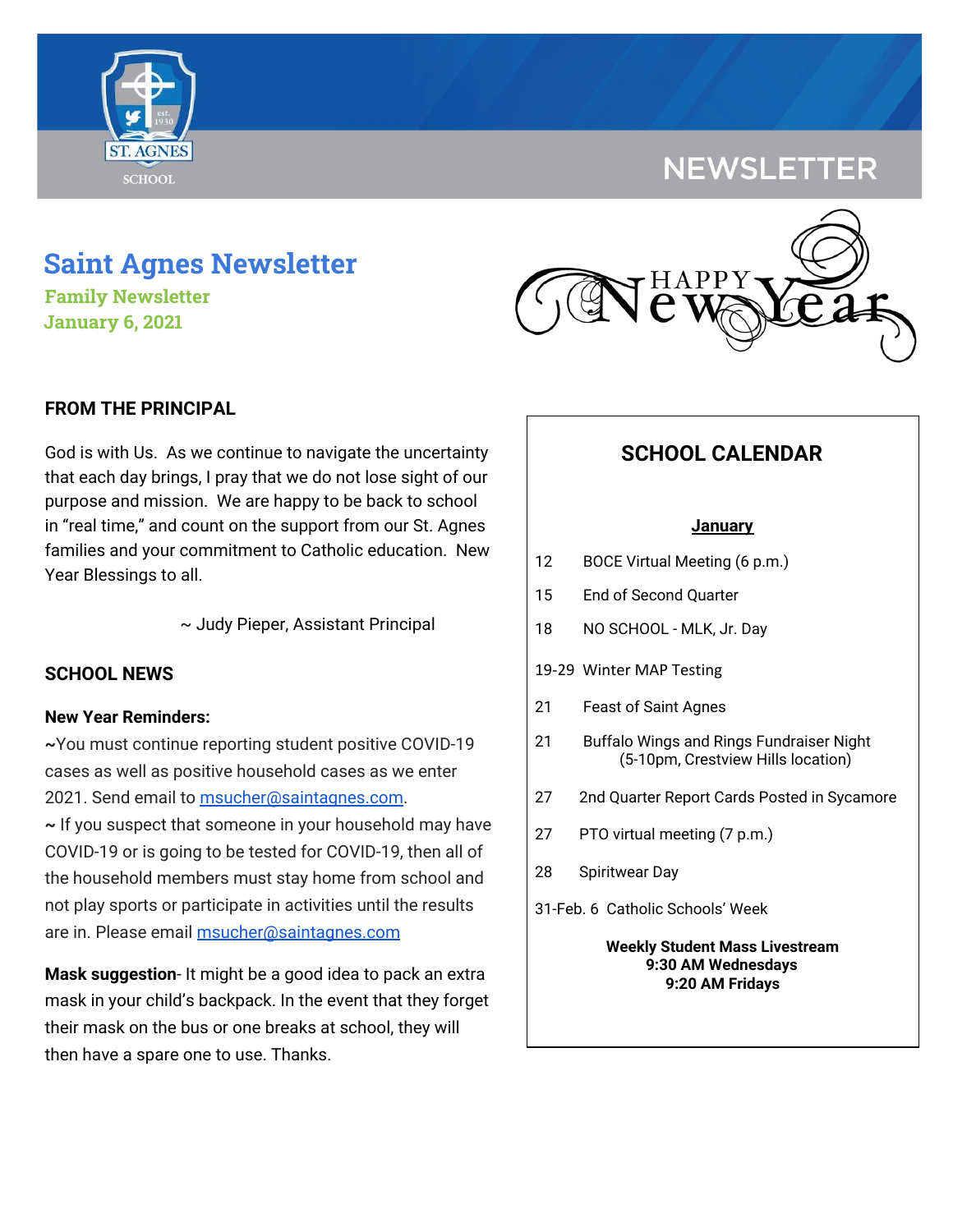NEWSLETTER

# Saint Agnes Newsletter

**Family Newsletter**
**January 6, 2021**

HAPPY New Year

## FROM THE PRINCIPAL

God is with Us. As we continue to navigate the uncertainty that each day brings, I pray that we do not lose sight of our purpose and mission. We are happy to be back to school in "real time," and count on the support from our St. Agnes families and your commitment to Catholic education. New Year Blessings to all.

~ Judy Pieper, Assistant Principal

## SCHOOL NEWS

**New Year Reminders:**

~You must continue reporting student positive COVID-19 cases as well as positive household cases as we enter 2021. Send email to msucher@saintagnes.com.

~ If you suspect that someone in your household may have COVID-19 or is going to be tested for COVID-19, then all of the household members must stay home from school and not play sports or participate in activities until the results are in. Please email msucher@saintagnes.com

**Mask suggestion**- It might be a good idea to pack an extra mask in your child's backpack. In the event that they forget their mask on the bus or one breaks at school, they will then have a spare one to use. Thanks.

## SCHOOL CALENDAR

**January**

- 12 BOCE Virtual Meeting (6 p.m.)
- 15 End of Second Quarter
- 18 NO SCHOOL - MLK, Jr. Day
- 19-29 Winter MAP Testing
- 21 Feast of Saint Agnes
- 21 Buffalo Wings and Rings Fundraiser Night (5-10pm, Crestview Hills location)
- 27 2nd Quarter Report Cards Posted in Sycamore
- 27 PTO virtual meeting (7 p.m.)
- 28 Spiritwear Day
- 31-Feb. 6 Catholic Schools' Week

**Weekly Student Mass Livestream**
**9:30 AM Wednesdays**
**9:20 AM Fridays**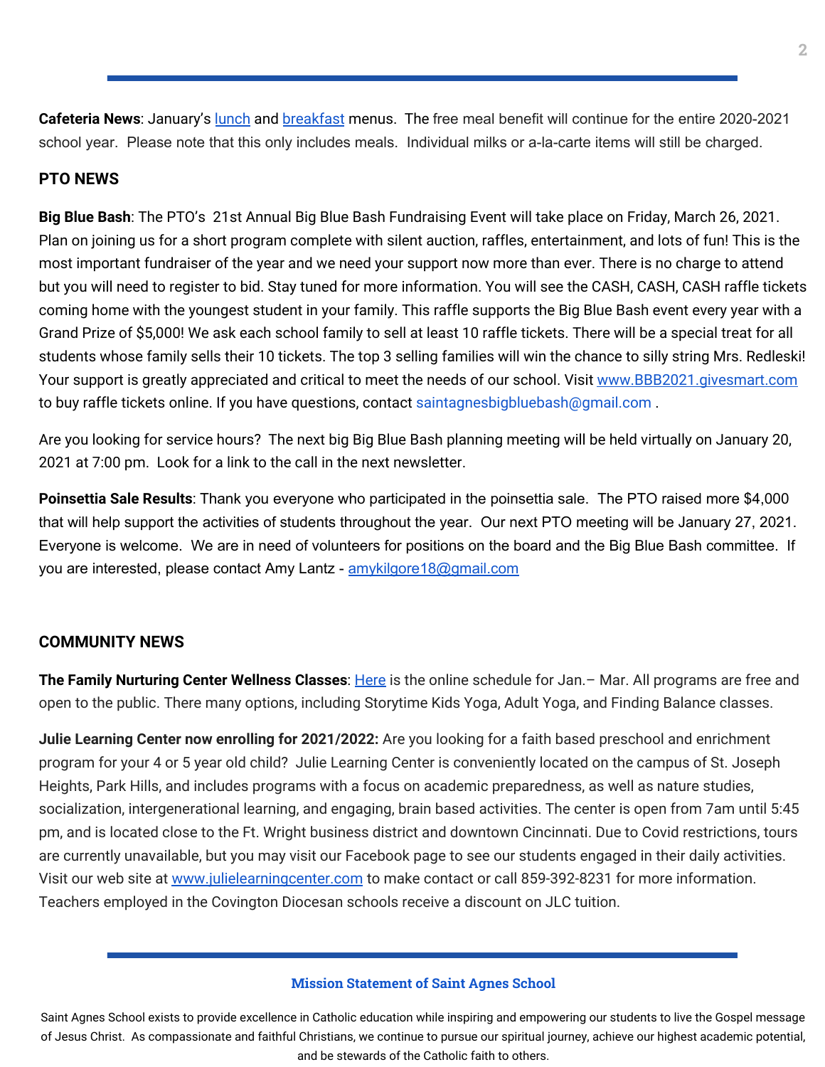**Cafeteria News**: January's lunch and breakfast menus. The free meal benefit will continue for the entire 2020-2021 school year. Please note that this only includes meals. Individual milks or a-la-carte items will still be charged.

**PTO NEWS**

**Big Blue Bash**: The PTO's 21st Annual Big Blue Bash Fundraising Event will take place on Friday, March 26, 2021. Plan on joining us for a short program complete with silent auction, raffles, entertainment, and lots of fun! This is the most important fundraiser of the year and we need your support now more than ever. There is no charge to attend but you will need to register to bid. Stay tuned for more information. You will see the CASH, CASH, CASH raffle tickets coming home with the youngest student in your family. This raffle supports the Big Blue Bash event every year with a Grand Prize of $5,000! We ask each school family to sell at least 10 raffle tickets. There will be a special treat for all students whose family sells their 10 tickets. The top 3 selling families will win the chance to silly string Mrs. Redleski! Your support is greatly appreciated and critical to meet the needs of our school. Visit www.BBB2021.givesmart.com to buy raffle tickets online. If you have questions, contact saintagnesbigbluebash@gmail.com .

Are you looking for service hours? The next big Big Blue Bash planning meeting will be held virtually on January 20, 2021 at 7:00 pm. Look for a link to the call in the next newsletter.

**Poinsettia Sale Results**: Thank you everyone who participated in the poinsettia sale. The PTO raised more $4,000 that will help support the activities of students throughout the year. Our next PTO meeting will be January 27, 2021. Everyone is welcome. We are in need of volunteers for positions on the board and the Big Blue Bash committee. If you are interested, please contact Amy Lantz - amykilgore18@gmail.com

**COMMUNITY NEWS**

**The Family Nurturing Center Wellness Classes**: Here is the online schedule for Jan.– Mar. All programs are free and open to the public. There many options, including Storytime Kids Yoga, Adult Yoga, and Finding Balance classes.

**Julie Learning Center now enrolling for 2021/2022:** Are you looking for a faith based preschool and enrichment program for your 4 or 5 year old child? Julie Learning Center is conveniently located on the campus of St. Joseph Heights, Park Hills, and includes programs with a focus on academic preparedness, as well as nature studies, socialization, intergenerational learning, and engaging, brain based activities. The center is open from 7am until 5:45 pm, and is located close to the Ft. Wright business district and downtown Cincinnati. Due to Covid restrictions, tours are currently unavailable, but you may visit our Facebook page to see our students engaged in their daily activities. Visit our web site at www.julielearningcenter.com to make contact or call 859-392-8231 for more information. Teachers employed in the Covington Diocesan schools receive a discount on JLC tuition.

**Mission Statement of Saint Agnes School**

Saint Agnes School exists to provide excellence in Catholic education while inspiring and empowering our students to live the Gospel message of Jesus Christ. As compassionate and faithful Christians, we continue to pursue our spiritual journey, achieve our highest academic potential, and be stewards of the Catholic faith to others.